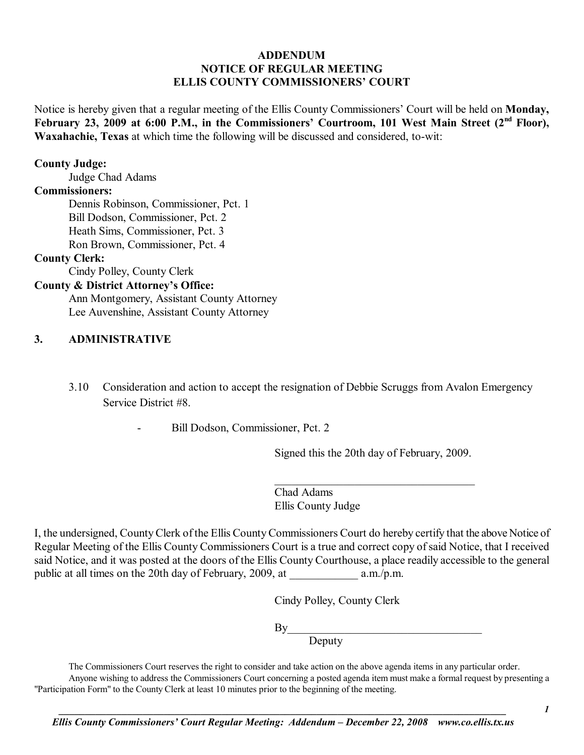**ADDENDUM**
**NOTICE OF REGULAR MEETING**
**ELLIS COUNTY COMMISSIONERS' COURT**

Notice is hereby given that a regular meeting of the Ellis County Commissioners' Court will be held on **Monday, February 23, 2009 at 6:00 P.M., in the Commissioners' Courtroom, 101 West Main Street (2nd Floor), Waxahachie, Texas** at which time the following will be discussed and considered, to-wit:

**County Judge:**
Judge Chad Adams

**Commissioners:**
Dennis Robinson, Commissioner, Pct. 1
Bill Dodson, Commissioner, Pct. 2
Heath Sims, Commissioner, Pct. 3
Ron Brown, Commissioner, Pct. 4

**County Clerk:**
Cindy Polley, County Clerk

**County & District Attorney's Office:**
Ann Montgomery, Assistant County Attorney
Lee Auvenshine, Assistant County Attorney

## 3. ADMINISTRATIVE

3.10 Consideration and action to accept the resignation of Debbie Scruggs from Avalon Emergency Service District #8.

- Bill Dodson, Commissioner, Pct. 2

Signed this the 20th day of February, 2009.

___________________________________
Chad Adams
Ellis County Judge

I, the undersigned, County Clerk of the Ellis County Commissioners Court do hereby certify that the above Notice of Regular Meeting of the Ellis County Commissioners Court is a true and correct copy of said Notice, that I received said Notice, and it was posted at the doors of the Ellis County Courthouse, a place readily accessible to the general public at all times on the 20th day of February, 2009, at ____________ a.m./p.m.

Cindy Polley, County Clerk

By___________________________________
Deputy

The Commissioners Court reserves the right to consider and take action on the above agenda items in any particular order.

Anyone wishing to address the Commissioners Court concerning a posted agenda item must make a formal request by presenting a "Participation Form" to the County Clerk at least 10 minutes prior to the beginning of the meeting.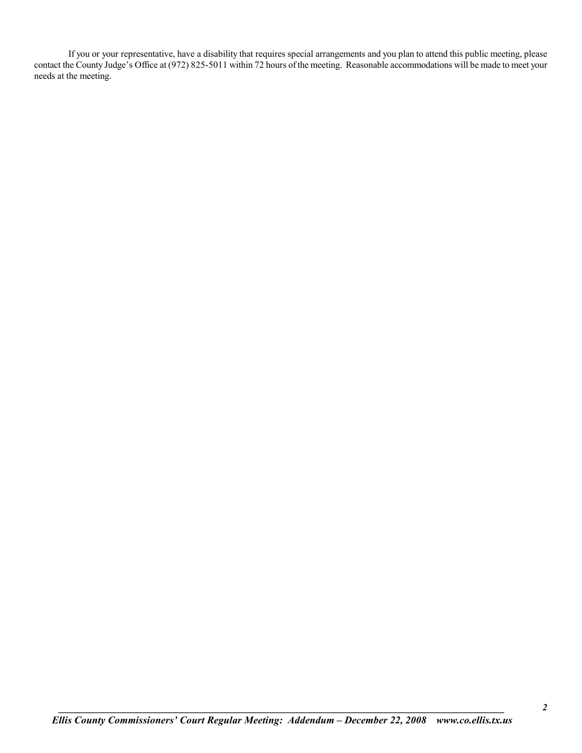If you or your representative, have a disability that requires special arrangements and you plan to attend this public meeting, please contact the County Judge's Office at (972) 825-5011 within 72 hours of the meeting. Reasonable accommodations will be made to meet your needs at the meeting.